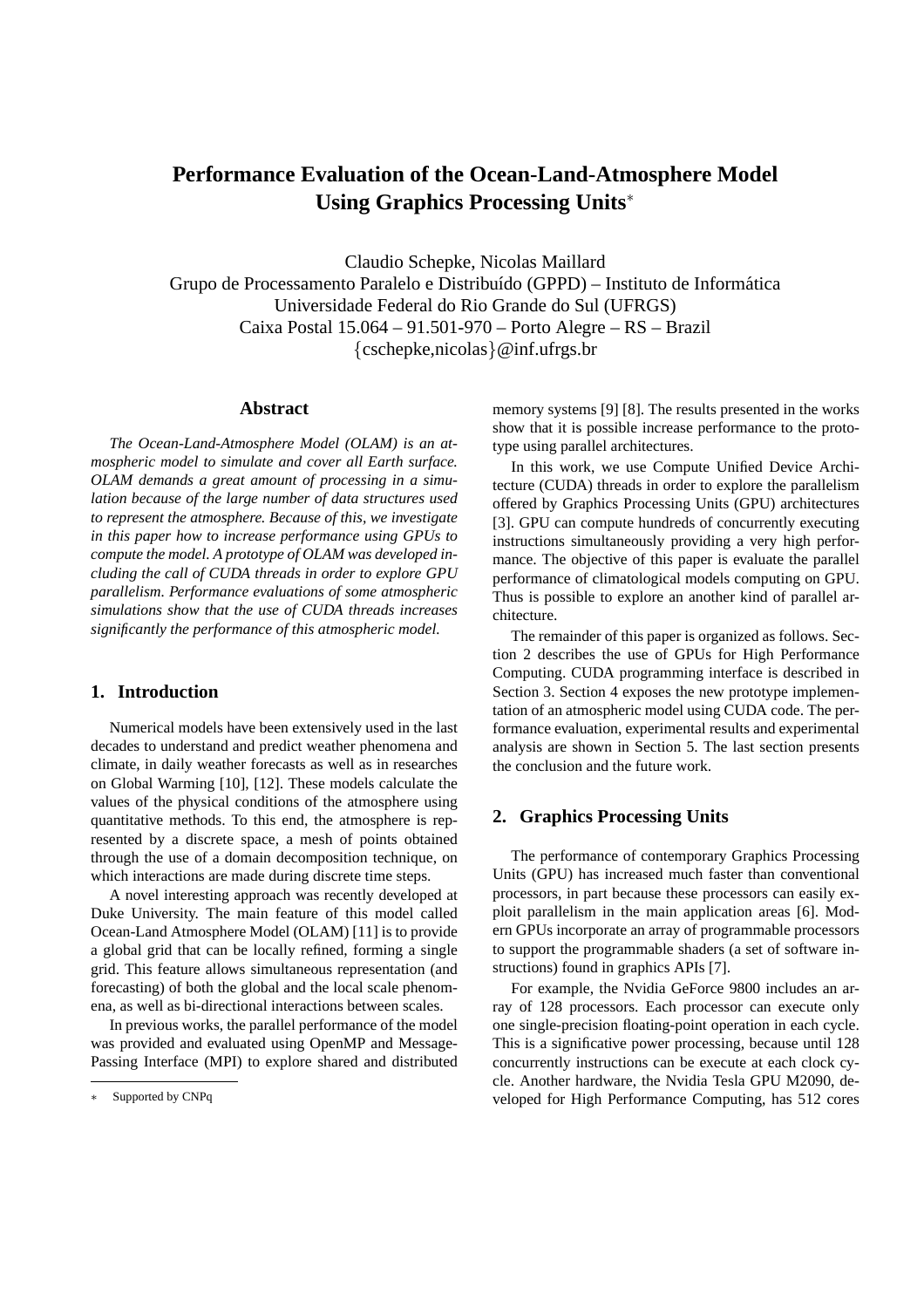# Performance Evaluation of the Ocean-Land-Atmosphere Model Using Graphics Processing Units*

Claudio Schepke, Nicolas Maillard
Grupo de Processamento Paralelo e Distribuído (GPPD) – Instituto de Informática
Universidade Federal do Rio Grande do Sul (UFRGS)
Caixa Postal 15.064 – 91.501-970 – Porto Alegre – RS – Brazil
{cschepke,nicolas}@inf.ufrgs.br

## Abstract

*The Ocean-Land-Atmosphere Model (OLAM) is an atmospheric model to simulate and cover all Earth surface. OLAM demands a great amount of processing in a simulation because of the large number of data structures used to represent the atmosphere. Because of this, we investigate in this paper how to increase performance using GPUs to compute the model. A prototype of OLAM was developed including the call of CUDA threads in order to explore GPU parallelism. Performance evaluations of some atmospheric simulations show that the use of CUDA threads increases significantly the performance of this atmospheric model.*

## 1. Introduction

Numerical models have been extensively used in the last decades to understand and predict weather phenomena and climate, in daily weather forecasts as well as in researches on Global Warming [10], [12]. These models calculate the values of the physical conditions of the atmosphere using quantitative methods. To this end, the atmosphere is represented by a discrete space, a mesh of points obtained through the use of a domain decomposition technique, on which interactions are made during discrete time steps.

A novel interesting approach was recently developed at Duke University. The main feature of this model called Ocean-Land Atmosphere Model (OLAM) [11] is to provide a global grid that can be locally refined, forming a single grid. This feature allows simultaneous representation (and forecasting) of both the global and the local scale phenomena, as well as bi-directional interactions between scales.

In previous works, the parallel performance of the model was provided and evaluated using OpenMP and Message-Passing Interface (MPI) to explore shared and distributed memory systems [9] [8]. The results presented in the works show that it is possible increase performance to the prototype using parallel architectures.

In this work, we use Compute Unified Device Architecture (CUDA) threads in order to explore the parallelism offered by Graphics Processing Units (GPU) architectures [3]. GPU can compute hundreds of concurrently executing instructions simultaneously providing a very high performance. The objective of this paper is evaluate the parallel performance of climatological models computing on GPU. Thus is possible to explore an another kind of parallel architecture.

The remainder of this paper is organized as follows. Section 2 describes the use of GPUs for High Performance Computing. CUDA programming interface is described in Section 3. Section 4 exposes the new prototype implementation of an atmospheric model using CUDA code. The performance evaluation, experimental results and experimental analysis are shown in Section 5. The last section presents the conclusion and the future work.

## 2. Graphics Processing Units

The performance of contemporary Graphics Processing Units (GPU) has increased much faster than conventional processors, in part because these processors can easily exploit parallelism in the main application areas [6]. Modern GPUs incorporate an array of programmable processors to support the programmable shaders (a set of software instructions) found in graphics APIs [7].

For example, the Nvidia GeForce 9800 includes an array of 128 processors. Each processor can execute only one single-precision floating-point operation in each cycle. This is a significative power processing, because until 128 concurrently instructions can be execute at each clock cycle. Another hardware, the Nvidia Tesla GPU M2090, developed for High Performance Computing, has 512 cores

* Supported by CNPq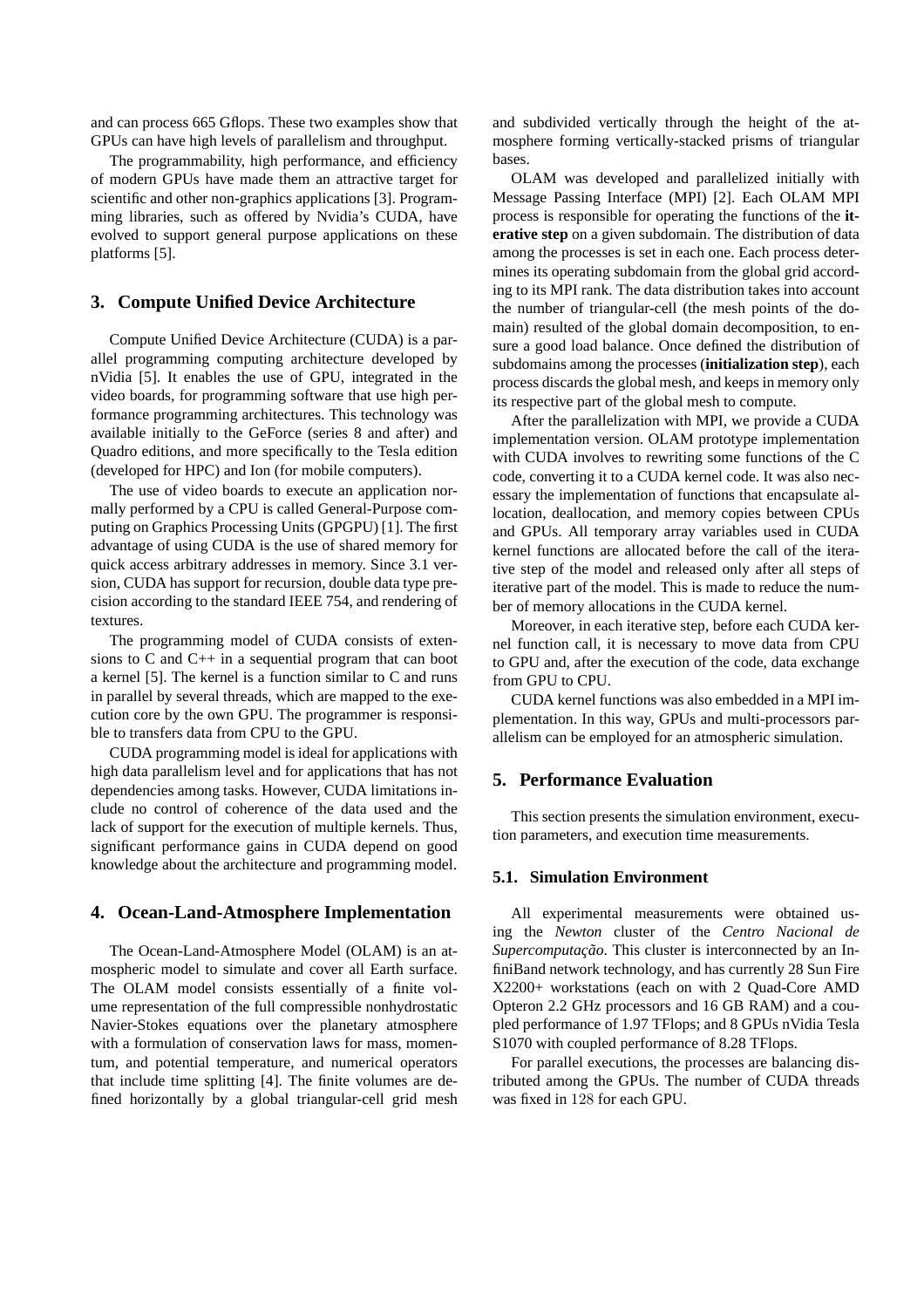and can process 665 Gflops. These two examples show that GPUs can have high levels of parallelism and throughput.

The programmability, high performance, and efficiency of modern GPUs have made them an attractive target for scientific and other non-graphics applications [3]. Programming libraries, such as offered by Nvidia's CUDA, have evolved to support general purpose applications on these platforms [5].

## 3. Compute Unified Device Architecture

Compute Unified Device Architecture (CUDA) is a parallel programming computing architecture developed by nVidia [5]. It enables the use of GPU, integrated in the video boards, for programming software that use high performance programming architectures. This technology was available initially to the GeForce (series 8 and after) and Quadro editions, and more specifically to the Tesla edition (developed for HPC) and Ion (for mobile computers).

The use of video boards to execute an application normally performed by a CPU is called General-Purpose computing on Graphics Processing Units (GPGPU) [1]. The first advantage of using CUDA is the use of shared memory for quick access arbitrary addresses in memory. Since 3.1 version, CUDA has support for recursion, double data type precision according to the standard IEEE 754, and rendering of textures.

The programming model of CUDA consists of extensions to C and C++ in a sequential program that can boot a kernel [5]. The kernel is a function similar to C and runs in parallel by several threads, which are mapped to the execution core by the own GPU. The programmer is responsible to transfers data from CPU to the GPU.

CUDA programming model is ideal for applications with high data parallelism level and for applications that has not dependencies among tasks. However, CUDA limitations include no control of coherence of the data used and the lack of support for the execution of multiple kernels. Thus, significant performance gains in CUDA depend on good knowledge about the architecture and programming model.

## 4. Ocean-Land-Atmosphere Implementation

The Ocean-Land-Atmosphere Model (OLAM) is an atmospheric model to simulate and cover all Earth surface. The OLAM model consists essentially of a finite volume representation of the full compressible nonhydrostatic Navier-Stokes equations over the planetary atmosphere with a formulation of conservation laws for mass, momentum, and potential temperature, and numerical operators that include time splitting [4]. The finite volumes are defined horizontally by a global triangular-cell grid mesh and subdivided vertically through the height of the atmosphere forming vertically-stacked prisms of triangular bases.

OLAM was developed and parallelized initially with Message Passing Interface (MPI) [2]. Each OLAM MPI process is responsible for operating the functions of the **iterative step** on a given subdomain. The distribution of data among the processes is set in each one. Each process determines its operating subdomain from the global grid according to its MPI rank. The data distribution takes into account the number of triangular-cell (the mesh points of the domain) resulted of the global domain decomposition, to ensure a good load balance. Once defined the distribution of subdomains among the processes (**initialization step**), each process discards the global mesh, and keeps in memory only its respective part of the global mesh to compute.

After the parallelization with MPI, we provide a CUDA implementation version. OLAM prototype implementation with CUDA involves to rewriting some functions of the C code, converting it to a CUDA kernel code. It was also necessary the implementation of functions that encapsulate allocation, deallocation, and memory copies between CPUs and GPUs. All temporary array variables used in CUDA kernel functions are allocated before the call of the iterative step of the model and released only after all steps of iterative part of the model. This is made to reduce the number of memory allocations in the CUDA kernel.

Moreover, in each iterative step, before each CUDA kernel function call, it is necessary to move data from CPU to GPU and, after the execution of the code, data exchange from GPU to CPU.

CUDA kernel functions was also embedded in a MPI implementation. In this way, GPUs and multi-processors parallelism can be employed for an atmospheric simulation.

## 5. Performance Evaluation

This section presents the simulation environment, execution parameters, and execution time measurements.

### 5.1. Simulation Environment

All experimental measurements were obtained using the *Newton* cluster of the *Centro Nacional de Supercomputação*. This cluster is interconnected by an InfiniBand network technology, and has currently 28 Sun Fire X2200+ workstations (each on with 2 Quad-Core AMD Opteron 2.2 GHz processors and 16 GB RAM) and a coupled performance of 1.97 TFlops; and 8 GPUs nVidia Tesla S1070 with coupled performance of 8.28 TFlops.

For parallel executions, the processes are balancing distributed among the GPUs. The number of CUDA threads was fixed in 128 for each GPU.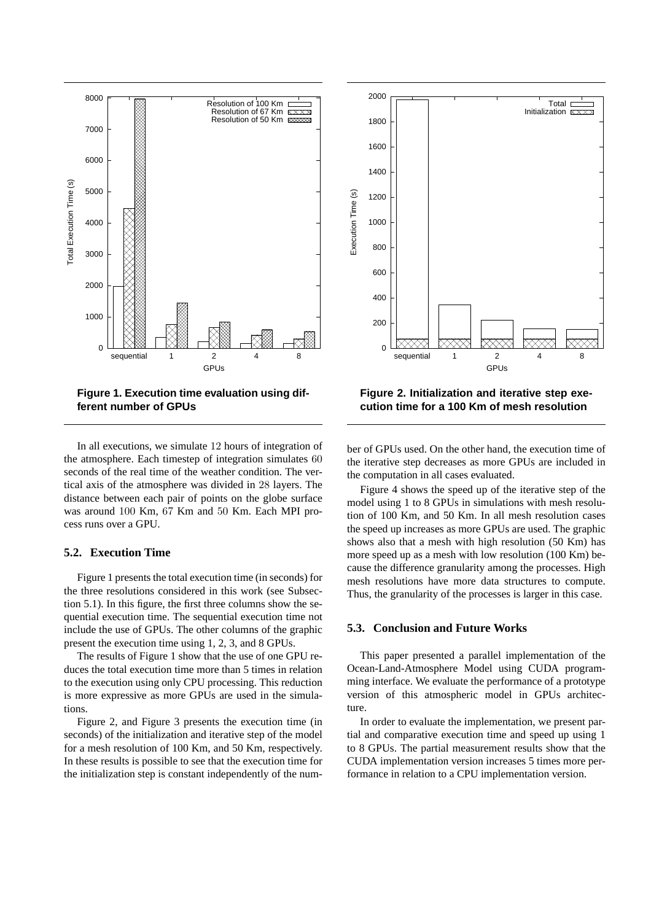Figure 1. Execution time evaluation using different number of GPUs

Figure 2. Initialization and iterative step execution time for a 100 Km of mesh resolution

In all executions, we simulate 12 hours of integration of the atmosphere. Each timestep of integration simulates 60 seconds of the real time of the weather condition. The vertical axis of the atmosphere was divided in 28 layers. The distance between each pair of points on the globe surface was around 100 Km, 67 Km and 50 Km. Each MPI process runs over a GPU.

### 5.2. Execution Time

Figure 1 presents the total execution time (in seconds) for the three resolutions considered in this work (see Subsection 5.1). In this figure, the first three columns show the sequential execution time. The sequential execution time not include the use of GPUs. The other columns of the graphic present the execution time using 1, 2, 3, and 8 GPUs.

The results of Figure 1 show that the use of one GPU reduces the total execution time more than 5 times in relation to the execution using only CPU processing. This reduction is more expressive as more GPUs are used in the simulations.

Figure 2, and Figure 3 presents the execution time (in seconds) of the initialization and iterative step of the model for a mesh resolution of 100 Km, and 50 Km, respectively. In these results is possible to see that the execution time for the initialization step is constant independently of the number of GPUs used. On the other hand, the execution time of the iterative step decreases as more GPUs are included in the computation in all cases evaluated.

Figure 4 shows the speed up of the iterative step of the model using 1 to 8 GPUs in simulations with mesh resolution of 100 Km, and 50 Km. In all mesh resolution cases the speed up increases as more GPUs are used. The graphic shows also that a mesh with high resolution (50 Km) has more speed up as a mesh with low resolution (100 Km) because the difference granularity among the processes. High mesh resolutions have more data structures to compute. Thus, the granularity of the processes is larger in this case.

### 5.3. Conclusion and Future Works

This paper presented a parallel implementation of the Ocean-Land-Atmosphere Model using CUDA programming interface. We evaluate the performance of a prototype version of this atmospheric model in GPUs architecture.

In order to evaluate the implementation, we present partial and comparative execution time and speed up using 1 to 8 GPUs. The partial measurement results show that the CUDA implementation version increases 5 times more performance in relation to a CPU implementation version.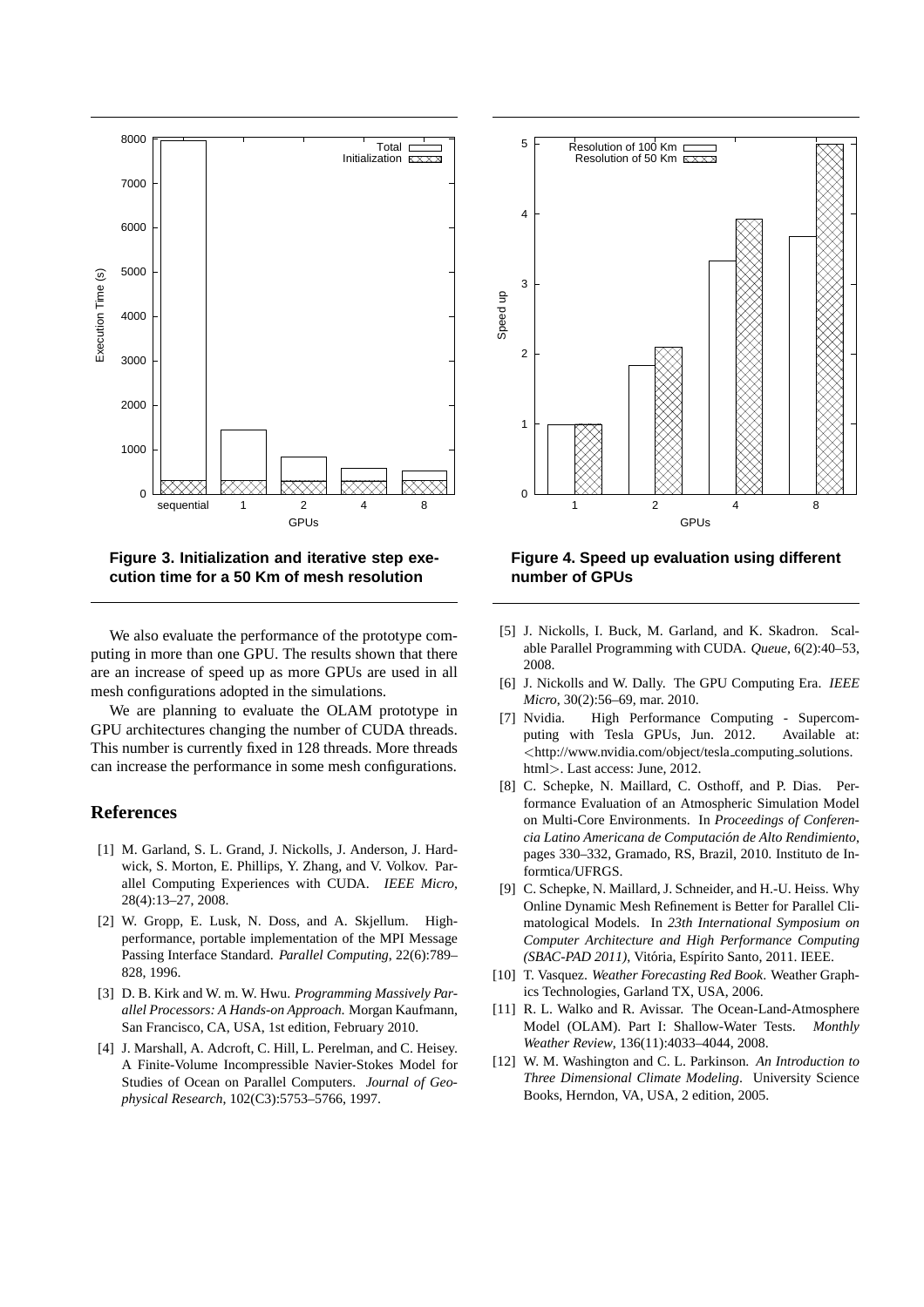8000

7000

6000

5000

4000

3000

2000

1000

0

Execution Time (s)

Total

Initialization

sequential 1 2 4 8

GPUs

**Figure 3. Initialization and iterative step execution time for a 50 Km of mesh resolution**

5

4

3

2

1

0

Speed up

Resolution of 100 Km

Resolution of 50 Km

1 2 4 8

GPUs

**Figure 4. Speed up evaluation using different number of GPUs**

We also evaluate the performance of the prototype computing in more than one GPU. The results shown that there are an increase of speed up as more GPUs are used in all mesh configurations adopted in the simulations.

We are planning to evaluate the OLAM prototype in GPU architectures changing the number of CUDA threads. This number is currently fixed in 128 threads. More threads can increase the performance in some mesh configurations.

## References

[1] M. Garland, S. L. Grand, J. Nickolls, J. Anderson, J. Hardwick, S. Morton, E. Phillips, Y. Zhang, and V. Volkov. Parallel Computing Experiences with CUDA. *IEEE Micro*, 28(4):13–27, 2008.

[2] W. Gropp, E. Lusk, N. Doss, and A. Skjellum. High-performance, portable implementation of the MPI Message Passing Interface Standard. *Parallel Computing*, 22(6):789–828, 1996.

[3] D. B. Kirk and W. m. W. Hwu. *Programming Massively Parallel Processors: A Hands-on Approach*. Morgan Kaufmann, San Francisco, CA, USA, 1st edition, February 2010.

[4] J. Marshall, A. Adcroft, C. Hill, L. Perelman, and C. Heisey. A Finite-Volume Incompressible Navier-Stokes Model for Studies of Ocean on Parallel Computers. *Journal of Geophysical Research*, 102(C3):5753–5766, 1997.

[5] J. Nickolls, I. Buck, M. Garland, and K. Skadron. Scalable Parallel Programming with CUDA. *Queue*, 6(2):40–53, 2008.

[6] J. Nickolls and W. Dally. The GPU Computing Era. *IEEE Micro*, 30(2):56–69, mar. 2010.

[7] Nvidia. High Performance Computing - Supercomputing with Tesla GPUs, Jun. 2012. Available at: <http://www.nvidia.com/object/tesla_computing_solutions.html>. Last access: June, 2012.

[8] C. Schepke, N. Maillard, C. Osthoff, and P. Dias. Performance Evaluation of an Atmospheric Simulation Model on Multi-Core Environments. In *Proceedings of Conferencia Latino Americana de Computación de Alto Rendimiento*, pages 330–332, Gramado, RS, Brazil, 2010. Instituto de Informtica/UFRGS.

[9] C. Schepke, N. Maillard, J. Schneider, and H.-U. Heiss. Why Online Dynamic Mesh Refinement is Better for Parallel Climatological Models. In *23th International Symposium on Computer Architecture and High Performance Computing (SBAC-PAD 2011)*, Vitória, Espírito Santo, 2011. IEEE.

[10] T. Vasquez. *Weather Forecasting Red Book*. Weather Graphics Technologies, Garland TX, USA, 2006.

[11] R. L. Walko and R. Avissar. The Ocean-Land-Atmosphere Model (OLAM). Part I: Shallow-Water Tests. *Monthly Weather Review*, 136(11):4033–4044, 2008.

[12] W. M. Washington and C. L. Parkinson. *An Introduction to Three Dimensional Climate Modeling*. University Science Books, Herndon, VA, USA, 2 edition, 2005.